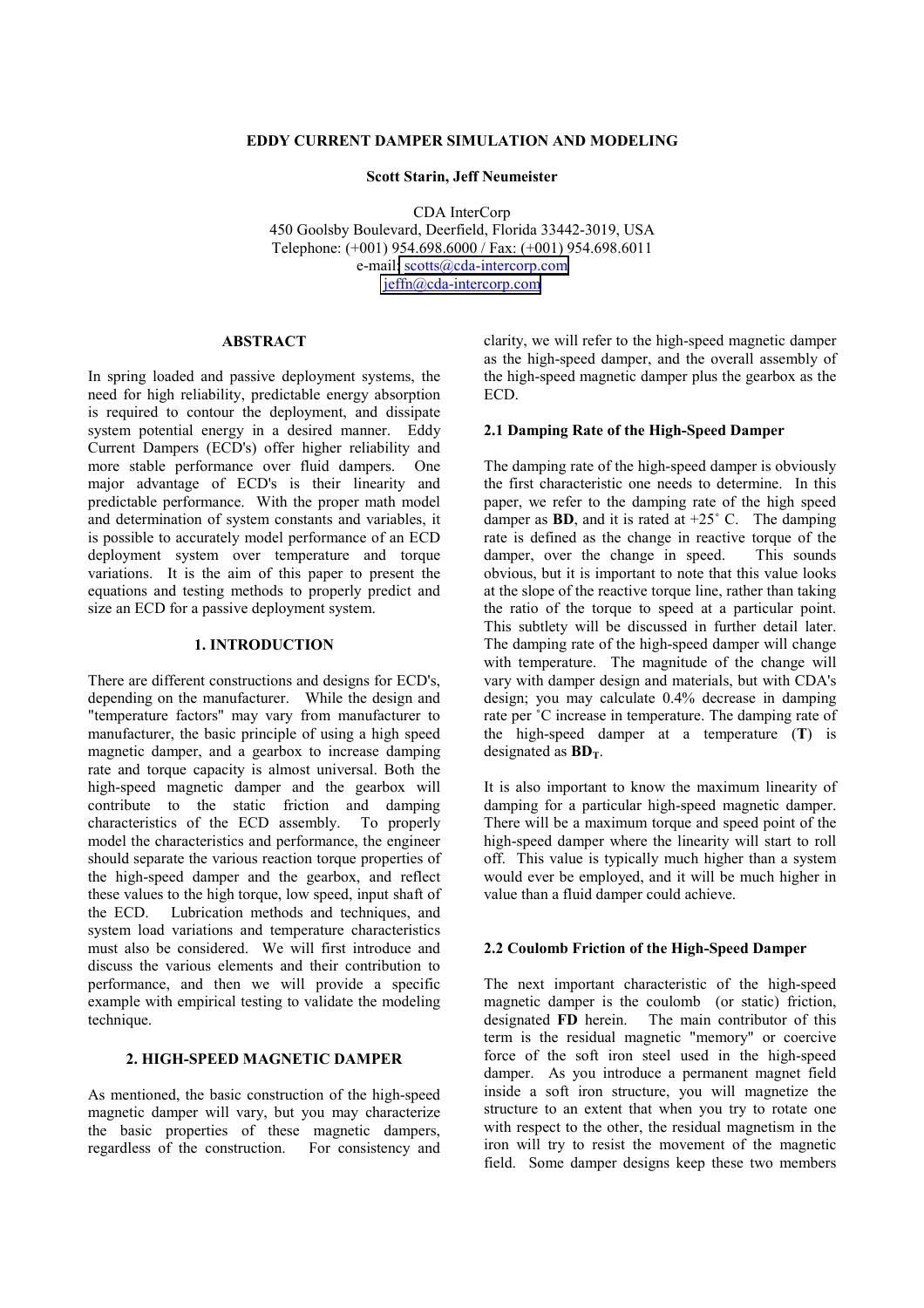# EDDY CURRENT DAMPER SIMULATION AND MODELING

**Scott Starin, Jeff Neumeister**

CDA InterCorp
450 Goolsby Boulevard, Deerfield, Florida 33442-3019, USA
Telephone: (+001) 954.698.6000 / Fax: (+001) 954.698.6011
e-mail: scotts@cda-intercorp.com
jeffn@cda-intercorp.com

## ABSTRACT

In spring loaded and passive deployment systems, the need for high reliability, predictable energy absorption is required to contour the deployment, and dissipate system potential energy in a desired manner. Eddy Current Dampers (ECD's) offer higher reliability and more stable performance over fluid dampers. One major advantage of ECD's is their linearity and predictable performance. With the proper math model and determination of system constants and variables, it is possible to accurately model performance of an ECD deployment system over temperature and torque variations. It is the aim of this paper to present the equations and testing methods to properly predict and size an ECD for a passive deployment system.

## 1. INTRODUCTION

There are different constructions and designs for ECD's, depending on the manufacturer. While the design and "temperature factors" may vary from manufacturer to manufacturer, the basic principle of using a high speed magnetic damper, and a gearbox to increase damping rate and torque capacity is almost universal. Both the high-speed magnetic damper and the gearbox will contribute to the static friction and damping characteristics of the ECD assembly. To properly model the characteristics and performance, the engineer should separate the various reaction torque properties of the high-speed damper and the gearbox, and reflect these values to the high torque, low speed, input shaft of the ECD. Lubrication methods and techniques, and system load variations and temperature characteristics must also be considered. We will first introduce and discuss the various elements and their contribution to performance, and then we will provide a specific example with empirical testing to validate the modeling technique.

## 2. HIGH-SPEED MAGNETIC DAMPER

As mentioned, the basic construction of the high-speed magnetic damper will vary, but you may characterize the basic properties of these magnetic dampers, regardless of the construction. For consistency and clarity, we will refer to the high-speed magnetic damper as the high-speed damper, and the overall assembly of the high-speed magnetic damper plus the gearbox as the ECD.

### 2.1 Damping Rate of the High-Speed Damper

The damping rate of the high-speed damper is obviously the first characteristic one needs to determine. In this paper, we refer to the damping rate of the high speed damper as **BD**, and it is rated at +25˚ C. The damping rate is defined as the change in reactive torque of the damper, over the change in speed. This sounds obvious, but it is important to note that this value looks at the slope of the reactive torque line, rather than taking the ratio of the torque to speed at a particular point. This subtlety will be discussed in further detail later. The damping rate of the high-speed damper will change with temperature. The magnitude of the change will vary with damper design and materials, but with CDA's design; you may calculate 0.4% decrease in damping rate per ˚C increase in temperature. The damping rate of the high-speed damper at a temperature (**T**) is designated as $\mathbf{BD_T}$.

It is also important to know the maximum linearity of damping for a particular high-speed magnetic damper. There will be a maximum torque and speed point of the high-speed damper where the linearity will start to roll off. This value is typically much higher than a system would ever be employed, and it will be much higher in value than a fluid damper could achieve.

### 2.2 Coulomb Friction of the High-Speed Damper

The next important characteristic of the high-speed magnetic damper is the coulomb (or static) friction, designated **FD** herein. The main contributor of this term is the residual magnetic "memory" or coercive force of the soft iron steel used in the high-speed damper. As you introduce a permanent magnet field inside a soft iron structure, you will magnetize the structure to an extent that when you try to rotate one with respect to the other, the residual magnetism in the iron will try to resist the movement of the magnetic field. Some damper designs keep these two members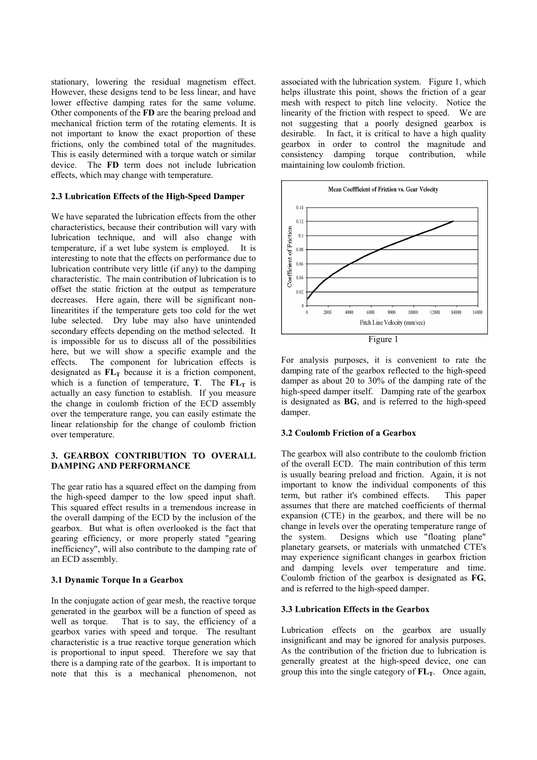stationary, lowering the residual magnetism effect. However, these designs tend to be less linear, and have lower effective damping rates for the same volume. Other components of the **FD** are the bearing preload and mechanical friction term of the rotating elements. It is not important to know the exact proportion of these frictions, only the combined total of the magnitudes. This is easily determined with a torque watch or similar device. The **FD** term does not include lubrication effects, which may change with temperature.

### 2.3 Lubrication Effects of the High-Speed Damper

We have separated the lubrication effects from the other characteristics, because their contribution will vary with lubrication technique, and will also change with temperature, if a wet lube system is employed. It is interesting to note that the effects on performance due to lubrication contribute very little (if any) to the damping characteristic. The main contribution of lubrication is to offset the static friction at the output as temperature decreases. Here again, there will be significant non-linearitites if the temperature gets too cold for the wet lube selected. Dry lube may also have unintended secondary effects depending on the method selected. It is impossible for us to discuss all of the possibilities here, but we will show a specific example and the effects. The component for lubrication effects is designated as $\mathbf{FL_T}$ because it is a friction component, which is a function of temperature, **T**. The $\mathbf{FL_T}$ is actually an easy function to establish. If you measure the change in coulomb friction of the ECD assembly over the temperature range, you can easily estimate the linear relationship for the change of coulomb friction over temperature.

## 3. GEARBOX CONTRIBUTION TO OVERALL DAMPING AND PERFORMANCE

The gear ratio has a squared effect on the damping from the high-speed damper to the low speed input shaft. This squared effect results in a tremendous increase in the overall damping of the ECD by the inclusion of the gearbox. But what is often overlooked is the fact that gearing efficiency, or more properly stated "gearing inefficiency", will also contribute to the damping rate of an ECD assembly.

### 3.1 Dynamic Torque In a Gearbox

In the conjugate action of gear mesh, the reactive torque generated in the gearbox will be a function of speed as well as torque. That is to say, the efficiency of a gearbox varies with speed and torque. The resultant characteristic is a true reactive torque generation which is proportional to input speed. Therefore we say that there is a damping rate of the gearbox. It is important to note that this is a mechanical phenomenon, not associated with the lubrication system. Figure 1, which helps illustrate this point, shows the friction of a gear mesh with respect to pitch line velocity. Notice the linearity of the friction with respect to speed. We are not suggesting that a poorly designed gearbox is desirable. In fact, it is critical to have a high quality gearbox in order to control the magnitude and consistency damping torque contribution, while maintaining low coulomb friction.

Figure 1

For analysis purposes, it is convenient to rate the damping rate of the gearbox reflected to the high-speed damper as about 20 to 30% of the damping rate of the high-speed damper itself. Damping rate of the gearbox is designated as **BG**, and is referred to the high-speed damper.

### 3.2 Coulomb Friction of a Gearbox

The gearbox will also contribute to the coulomb friction of the overall ECD. The main contribution of this term is usually bearing preload and friction. Again, it is not important to know the individual components of this term, but rather it's combined effects. This paper assumes that there are matched coefficients of thermal expansion (CTE) in the gearbox, and there will be no change in levels over the operating temperature range of the system. Designs which use "floating plane" planetary gearsets, or materials with unmatched CTE's may experience significant changes in gearbox friction and damping levels over temperature and time. Coulomb friction of the gearbox is designated as **FG**, and is referred to the high-speed damper.

### 3.3 Lubrication Effects in the Gearbox

Lubrication effects on the gearbox are usually insignificant and may be ignored for analysis purposes. As the contribution of the friction due to lubrication is generally greatest at the high-speed device, one can group this into the single category of $\mathbf{FL_T}$. Once again,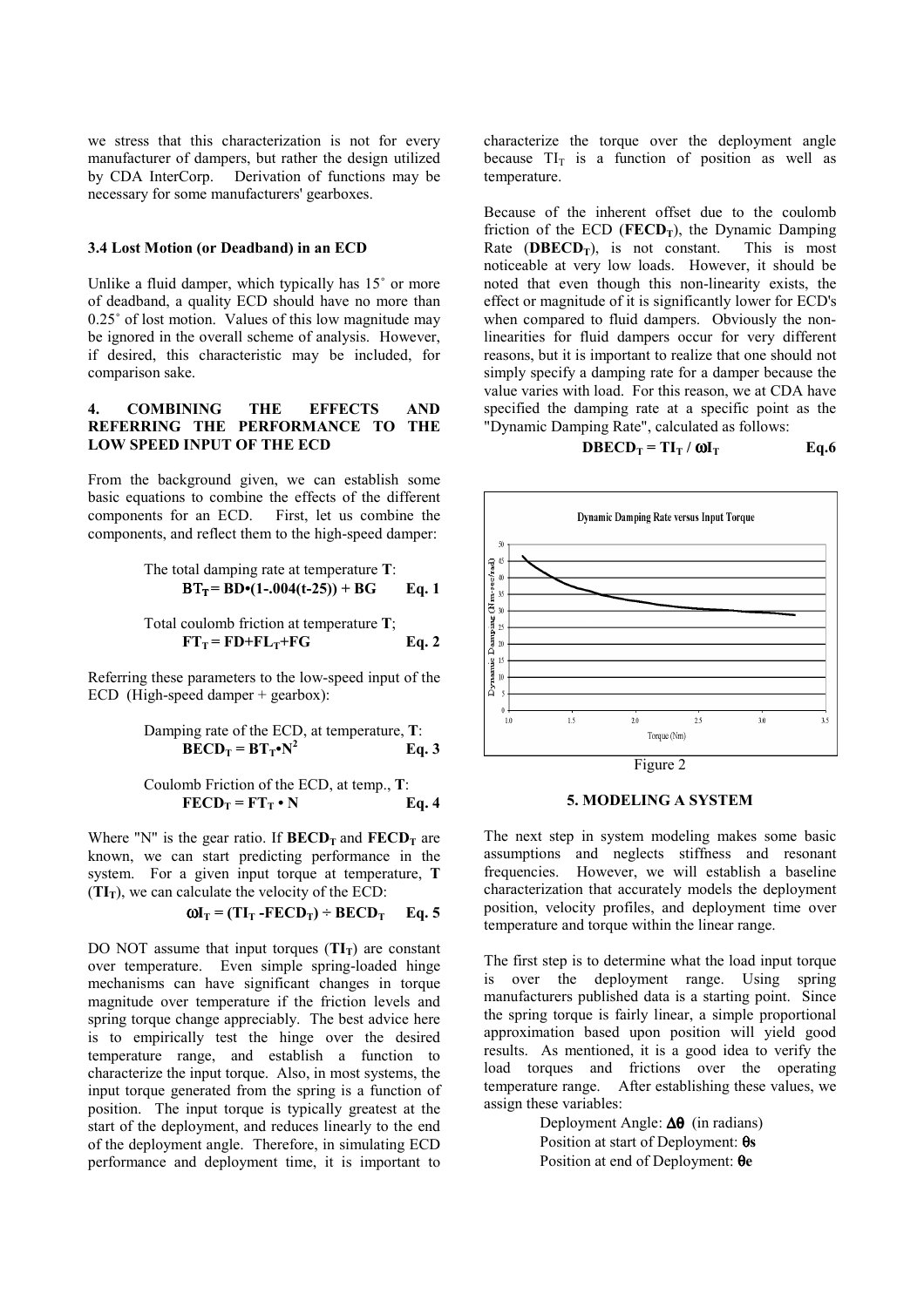we stress that this characterization is not for every manufacturer of dampers, but rather the design utilized by CDA InterCorp. Derivation of functions may be necessary for some manufacturers' gearboxes.

### 3.4 Lost Motion (or Deadband) in an ECD

Unlike a fluid damper, which typically has 15˚ or more of deadband, a quality ECD should have no more than 0.25˚ of lost motion. Values of this low magnitude may be ignored in the overall scheme of analysis. However, if desired, this characteristic may be included, for comparison sake.

### 4. COMBINING THE EFFECTS AND REFERRING THE PERFORMANCE TO THE LOW SPEED INPUT OF THE ECD

From the background given, we can establish some basic equations to combine the effects of the different components for an ECD. First, let us combine the components, and reflect them to the high-speed damper:

The total damping rate at temperature **T**:

$$\mathbf{BT_T = BD \bullet (1 - .004(t-25)) + BG} \qquad \textbf{Eq. 1}$$

Total coulomb friction at temperature **T**;

$$\mathbf{FT_T = FD + FL_T + FG} \qquad \textbf{Eq. 2}$$

Referring these parameters to the low-speed input of the ECD (High-speed damper + gearbox):

Damping rate of the ECD, at temperature, **T**:

$$\mathbf{BECD_T = BT_T \bullet N^2} \qquad \textbf{Eq. 3}$$

Coulomb Friction of the ECD, at temp., **T**:

$$\mathbf{FECD_T = FT_T \bullet N} \qquad \textbf{Eq. 4}$$

Where "N" is the gear ratio. If $\mathbf{BECD_T}$ and $\mathbf{FECD_T}$ are known, we can start predicting performance in the system. For a given input torque at temperature, **T** ($\mathbf{TI_T}$), we can calculate the velocity of the ECD:

$$\mathbf{\omega I_T = (TI_T - FECD_T) \div BECD_T} \qquad \textbf{Eq. 5}$$

DO NOT assume that input torques ($\mathbf{TI_T}$) are constant over temperature. Even simple spring-loaded hinge mechanisms can have significant changes in torque magnitude over temperature if the friction levels and spring torque change appreciably. The best advice here is to empirically test the hinge over the desired temperature range, and establish a function to characterize the input torque. Also, in most systems, the input torque generated from the spring is a function of position. The input torque is typically greatest at the start of the deployment, and reduces linearly to the end of the deployment angle. Therefore, in simulating ECD performance and deployment time, it is important to characterize the torque over the deployment angle because $TI_T$ is a function of position as well as temperature.

Because of the inherent offset due to the coulomb friction of the ECD ($\mathbf{FECD_T}$), the Dynamic Damping Rate ($\mathbf{DBECD_T}$), is not constant. This is most noticeable at very low loads. However, it should be noted that even though this non-linearity exists, the effect or magnitude of it is significantly lower for ECD's when compared to fluid dampers. Obviously the non-linearities for fluid dampers occur for very different reasons, but it is important to realize that one should not simply specify a damping rate for a damper because the value varies with load. For this reason, we at CDA have specified the damping rate at a specific point as the "Dynamic Damping Rate", calculated as follows:

$$\mathbf{DBECD_T = TI_T / \omega I_T} \qquad \textbf{Eq.6}$$

Figure 2

### 5. MODELING A SYSTEM

The next step in system modeling makes some basic assumptions and neglects stiffness and resonant frequencies. However, we will establish a baseline characterization that accurately models the deployment position, velocity profiles, and deployment time over temperature and torque within the linear range.

The first step is to determine what the load input torque is over the deployment range. Using spring manufacturers published data is a starting point. Since the spring torque is fairly linear, a simple proportional approximation based upon position will yield good results. As mentioned, it is a good idea to verify the load torques and frictions over the operating temperature range. After establishing these values, we assign these variables:

Deployment Angle: $\mathbf{\Delta\theta}$ (in radians)
Position at start of Deployment: $\mathbf{\theta s}$
Position at end of Deployment: $\mathbf{\theta e}$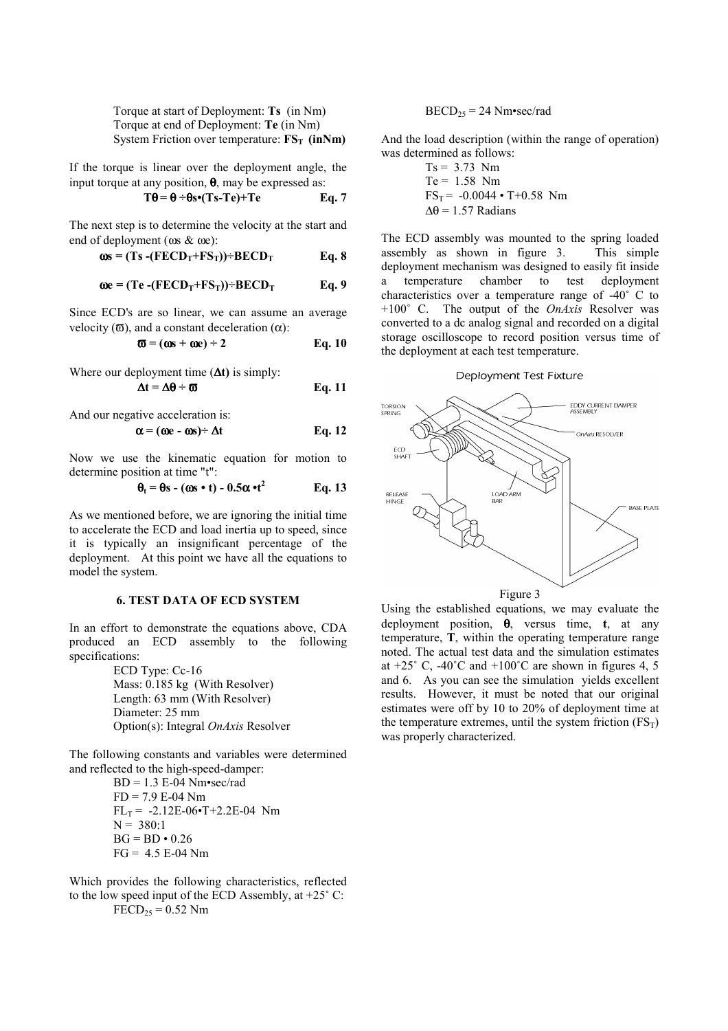Torque at start of Deployment: **Ts** (in Nm)
Torque at end of Deployment: **Te** (in Nm)
System Friction over temperature: **$FS_T$ (inNm)**

If the torque is linear over the deployment angle, the input torque at any position, $\theta$, may be expressed as:

$$T\theta = \theta \div \theta s \bullet (Ts - Te) + Te \qquad \textbf{Eq. 7}$$

The next step is to determine the velocity at the start and end of deployment ($\omega s$ & $\omega e$):

$$\omega s = (Ts - (FECD_T + FS_T)) \div BECD_T \qquad \textbf{Eq. 8}$$

$$\omega e = (Te - (FECD_T + FS_T)) \div BECD_T \qquad \textbf{Eq. 9}$$

Since ECD's are so linear, we can assume an average velocity ($\varpi$), and a constant deceleration ($\alpha$):

$$\varpi = (\omega s + \omega e) \div 2 \qquad \textbf{Eq. 10}$$

Where our deployment time (**$\Delta t$**) is simply:

$$\Delta t = \Delta\theta \div \varpi \qquad \textbf{Eq. 11}$$

And our negative acceleration is:

$$\alpha = (\omega e - \omega s) \div \Delta t \qquad \textbf{Eq. 12}$$

Now we use the kinematic equation for motion to determine position at time "t":

$$\theta_t = \theta s - (\omega s \bullet t) - 0.5\alpha \bullet t^2 \qquad \textbf{Eq. 13}$$

As we mentioned before, we are ignoring the initial time to accelerate the ECD and load inertia up to speed, since it is typically an insignificant percentage of the deployment. At this point we have all the equations to model the system.

## 6. TEST DATA OF ECD SYSTEM

In an effort to demonstrate the equations above, CDA produced an ECD assembly to the following specifications:

ECD Type: Cc-16
Mass: 0.185 kg (With Resolver)
Length: 63 mm (With Resolver)
Diameter: 25 mm
Option(s): Integral *OnAxis* Resolver

The following constants and variables were determined and reflected to the high-speed-damper:

$BD = 1.3$ E-04 Nm•sec/rad
$FD = 7.9$ E-04 Nm
$FL_T = -2.12\text{E-}06 \bullet T + 2.2\text{E-}04$ Nm
$N = 380:1$
$BG = BD \bullet 0.26$
$FG = 4.5$ E-04 Nm

Which provides the following characteristics, reflected to the low speed input of the ECD Assembly, at +25˚ C:

$FECD_{25} = 0.52$ Nm
$BECD_{25} = 24$ Nm•sec/rad

And the load description (within the range of operation) was determined as follows:

$Ts = 3.73$ Nm
$Te = 1.58$ Nm
$FS_T = -0.0044 \bullet T + 0.58$ Nm
$\Delta\theta = 1.57$ Radians

The ECD assembly was mounted to the spring loaded assembly as shown in figure 3. This simple deployment mechanism was designed to easily fit inside a temperature chamber to test deployment characteristics over a temperature range of -40˚ C to +100˚ C. The output of the *OnAxis* Resolver was converted to a dc analog signal and recorded on a digital storage oscilloscope to record position versus time of the deployment at each test temperature.

Figure 3

Using the established equations, we may evaluate the deployment position, $\theta$, versus time, **t**, at any temperature, **T**, within the operating temperature range noted. The actual test data and the simulation estimates at +25˚ C, -40˚C and +100˚C are shown in figures 4, 5 and 6. As you can see the simulation yields excellent results. However, it must be noted that our original estimates were off by 10 to 20% of deployment time at the temperature extremes, until the system friction ($FS_T$) was properly characterized.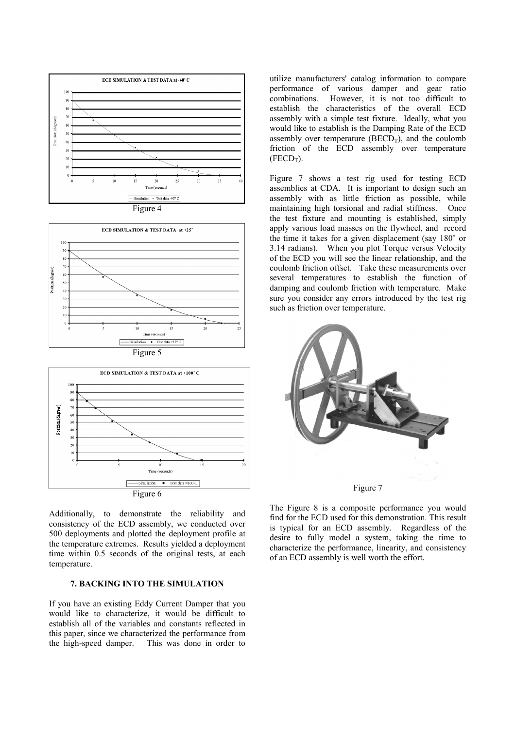Figure 4

Figure 5

Figure 6

Additionally, to demonstrate the reliability and consistency of the ECD assembly, we conducted over 500 deployments and plotted the deployment profile at the temperature extremes. Results yielded a deployment time within 0.5 seconds of the original tests, at each temperature.

## 7. BACKING INTO THE SIMULATION

If you have an existing Eddy Current Damper that you would like to characterize, it would be difficult to establish all of the variables and constants reflected in this paper, since we characterized the performance from the high-speed damper. This was done in order to utilize manufacturers' catalog information to compare performance of various damper and gear ratio combinations. However, it is not too difficult to establish the characteristics of the overall ECD assembly with a simple test fixture. Ideally, what you would like to establish is the Damping Rate of the ECD assembly over temperature ($BECD_T$), and the coulomb friction of the ECD assembly over temperature ($FECD_T$).

Figure 7 shows a test rig used for testing ECD assemblies at CDA. It is important to design such an assembly with as little friction as possible, while maintaining high torsional and radial stiffness. Once the test fixture and mounting is established, simply apply various load masses on the flywheel, and record the time it takes for a given displacement (say 180˚ or 3.14 radians). When you plot Torque versus Velocity of the ECD you will see the linear relationship, and the coulomb friction offset. Take these measurements over several temperatures to establish the function of damping and coulomb friction with temperature. Make sure you consider any errors introduced by the test rig such as friction over temperature.

Figure 7

The Figure 8 is a composite performance you would find for the ECD used for this demonstration. This result is typical for an ECD assembly. Regardless of the desire to fully model a system, taking the time to characterize the performance, linearity, and consistency of an ECD assembly is well worth the effort.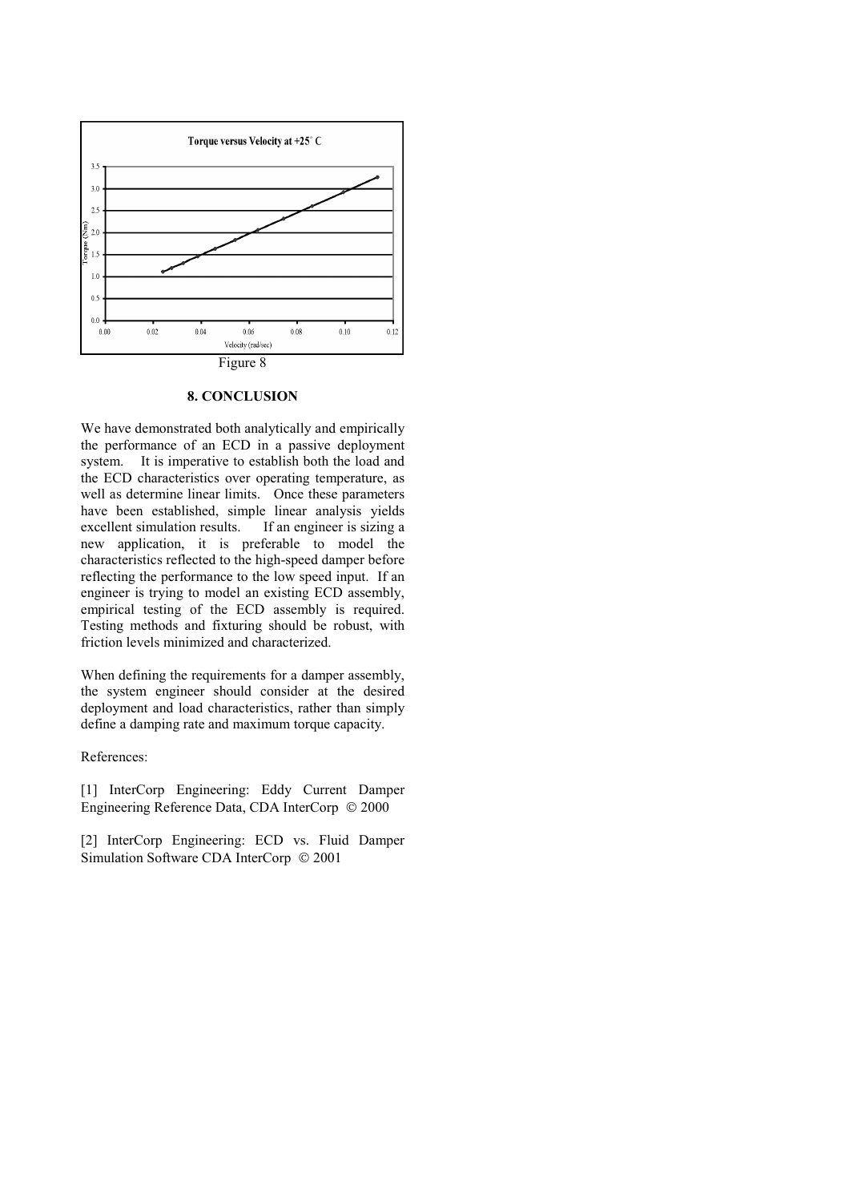Torque versus Velocity at +25° C

3.5
3.0
2.5
2.0
1.5
1.0
0.5
0.0

Torque (Nm)

0.00 0.02 0.04 0.06 0.08 0.10 0.12

Velocity (rad/sec)

Figure 8

## 8. CONCLUSION

We have demonstrated both analytically and empirically the performance of an ECD in a passive deployment system. It is imperative to establish both the load and the ECD characteristics over operating temperature, as well as determine linear limits. Once these parameters have been established, simple linear analysis yields excellent simulation results. If an engineer is sizing a new application, it is preferable to model the characteristics reflected to the high-speed damper before reflecting the performance to the low speed input. If an engineer is trying to model an existing ECD assembly, empirical testing of the ECD assembly is required. Testing methods and fixturing should be robust, with friction levels minimized and characterized.

When defining the requirements for a damper assembly, the system engineer should consider at the desired deployment and load characteristics, rather than simply define a damping rate and maximum torque capacity.

References:

[1] InterCorp Engineering: Eddy Current Damper Engineering Reference Data, CDA InterCorp © 2000

[2] InterCorp Engineering: ECD vs. Fluid Damper Simulation Software CDA InterCorp © 2001